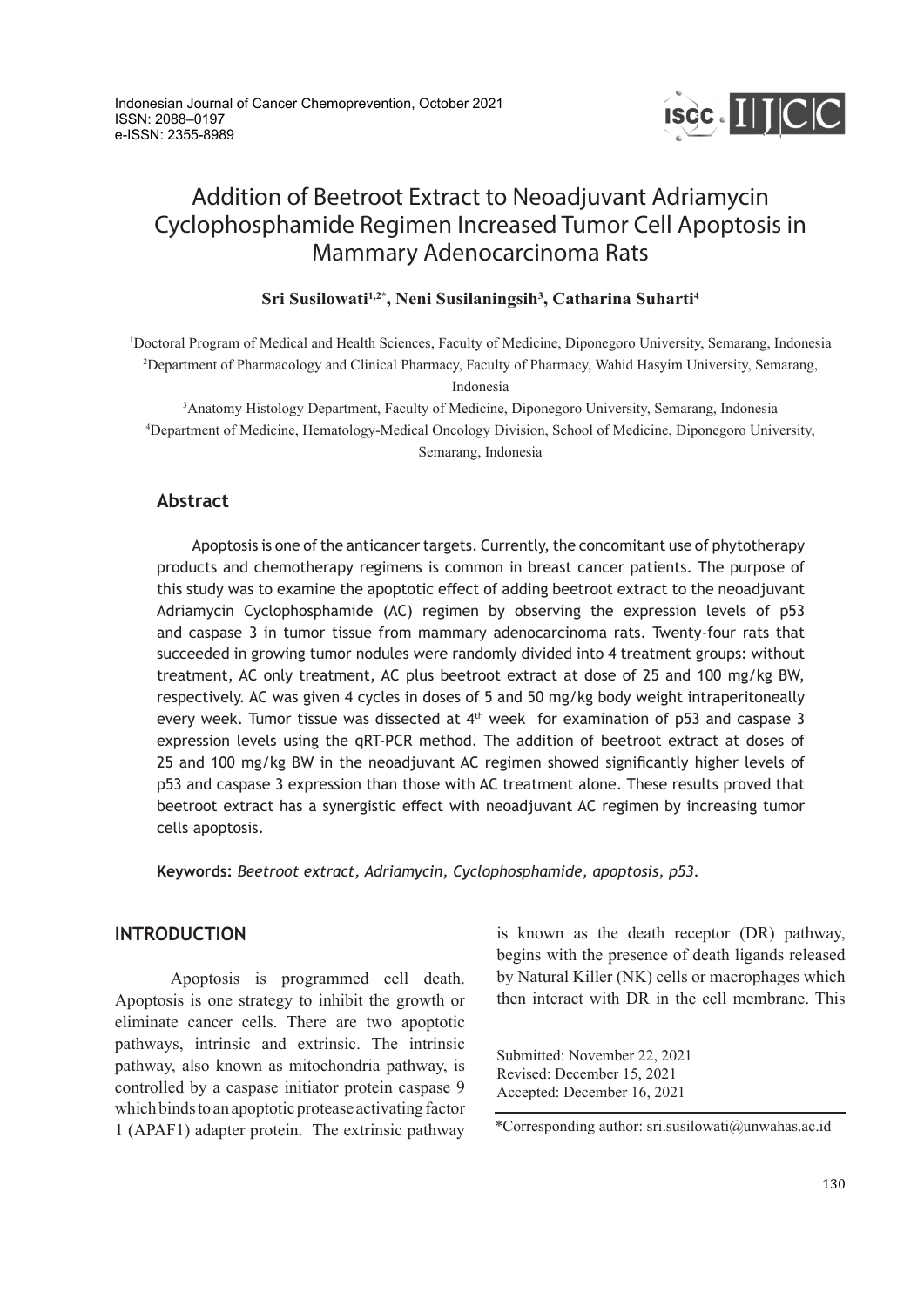# Addition of Beetroot Extract to Neoadjuvant Adriamycin Cyclophosphamide Regimen Increased Tumor Cell Apoptosis in Mammary Adenocarcinoma Rats

**Sri Susilowati[1,2*], Neni Susilaningsih[3], Catharina Suharti[4]**

[1]Doctoral Program of Medical and Health Sciences, Faculty of Medicine, Diponegoro University, Semarang, Indonesia
[2]Department of Pharmacology and Clinical Pharmacy, Faculty of Pharmacy, Wahid Hasyim University, Semarang, Indonesia
[3]Anatomy Histology Department, Faculty of Medicine, Diponegoro University, Semarang, Indonesia
[4]Department of Medicine, Hematology-Medical Oncology Division, School of Medicine, Diponegoro University, Semarang, Indonesia

## Abstract

Apoptosis is one of the anticancer targets. Currently, the concomitant use of phytotherapy products and chemotherapy regimens is common in breast cancer patients. The purpose of this study was to examine the apoptotic effect of adding beetroot extract to the neoadjuvant Adriamycin Cyclophosphamide (AC) regimen by observing the expression levels of p53 and caspase 3 in tumor tissue from mammary adenocarcinoma rats. Twenty-four rats that succeeded in growing tumor nodules were randomly divided into 4 treatment groups: without treatment, AC only treatment, AC plus beetroot extract at dose of 25 and 100 mg/kg BW, respectively. AC was given 4 cycles in doses of 5 and 50 mg/kg body weight intraperitoneally every week. Tumor tissue was dissected at 4$^{th}$ week for examination of p53 and caspase 3 expression levels using the qRT-PCR method. The addition of beetroot extract at doses of 25 and 100 mg/kg BW in the neoadjuvant AC regimen showed significantly higher levels of p53 and caspase 3 expression than those with AC treatment alone. These results proved that beetroot extract has a synergistic effect with neoadjuvant AC regimen by increasing tumor cells apoptosis.

**Keywords:** *Beetroot extract, Adriamycin, Cyclophosphamide, apoptosis, p53.*

## INTRODUCTION

Apoptosis is programmed cell death. Apoptosis is one strategy to inhibit the growth or eliminate cancer cells. There are two apoptotic pathways, intrinsic and extrinsic. The intrinsic pathway, also known as mitochondria pathway, is controlled by a caspase initiator protein caspase 9 which binds to an apoptotic protease activating factor 1 (APAF1) adapter protein. The extrinsic pathway is known as the death receptor (DR) pathway, begins with the presence of death ligands released by Natural Killer (NK) cells or macrophages which then interact with DR in the cell membrane. This

Submitted: November 22, 2021
Revised: December 15, 2021
Accepted: December 16, 2021

*Corresponding author: sri.susilowati@unwahas.ac.id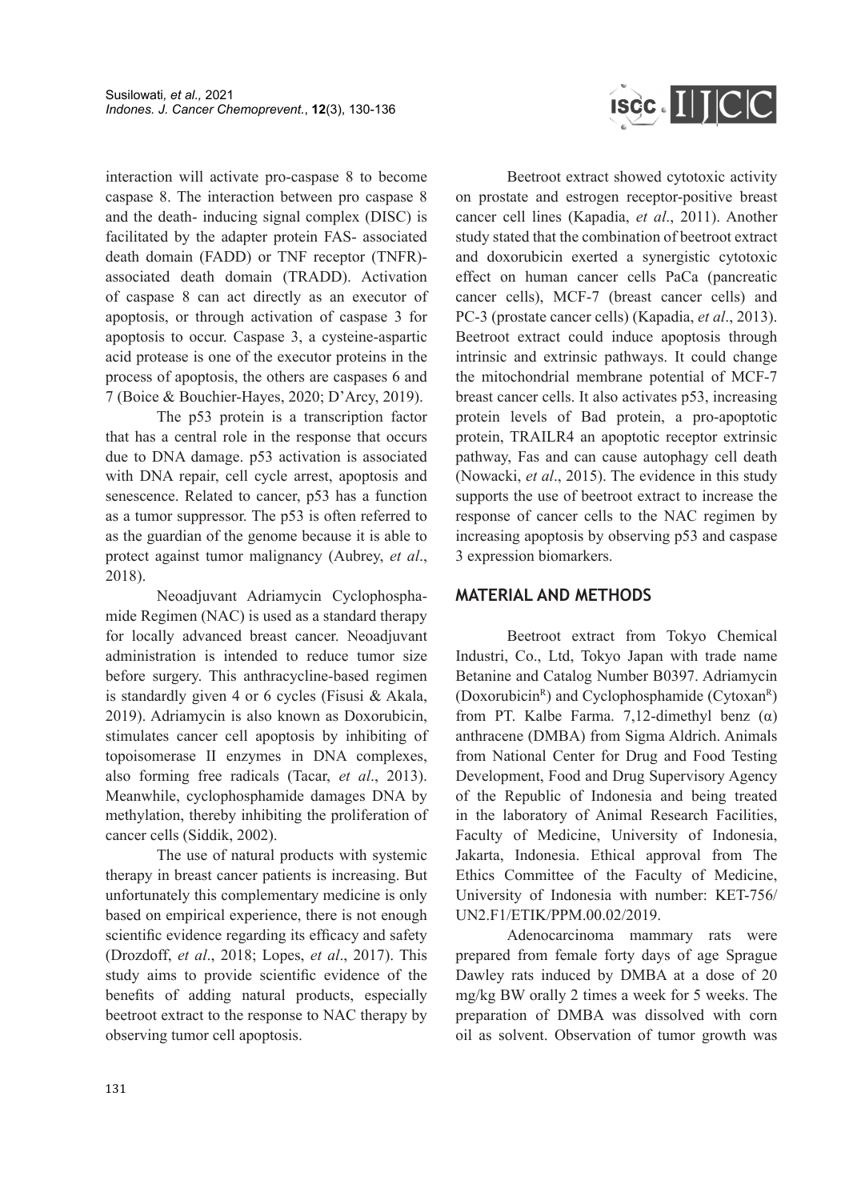interaction will activate pro-caspase 8 to become caspase 8. The interaction between pro caspase 8 and the death- inducing signal complex (DISC) is facilitated by the adapter protein FAS- associated death domain (FADD) or TNF receptor (TNFR)-associated death domain (TRADD). Activation of caspase 8 can act directly as an executor of apoptosis, or through activation of caspase 3 for apoptosis to occur. Caspase 3, a cysteine-aspartic acid protease is one of the executor proteins in the process of apoptosis, the others are caspases 6 and 7 (Boice & Bouchier-Hayes, 2020; D'Arcy, 2019).

The p53 protein is a transcription factor that has a central role in the response that occurs due to DNA damage. p53 activation is associated with DNA repair, cell cycle arrest, apoptosis and senescence. Related to cancer, p53 has a function as a tumor suppressor. The p53 is often referred to as the guardian of the genome because it is able to protect against tumor malignancy (Aubrey, *et al*., 2018).

Neoadjuvant Adriamycin Cyclophosphamide Regimen (NAC) is used as a standard therapy for locally advanced breast cancer. Neoadjuvant administration is intended to reduce tumor size before surgery. This anthracycline-based regimen is standardly given 4 or 6 cycles (Fisusi & Akala, 2019). Adriamycin is also known as Doxorubicin, stimulates cancer cell apoptosis by inhibiting of topoisomerase II enzymes in DNA complexes, also forming free radicals (Tacar, *et al*., 2013). Meanwhile, cyclophosphamide damages DNA by methylation, thereby inhibiting the proliferation of cancer cells (Siddik, 2002).

The use of natural products with systemic therapy in breast cancer patients is increasing. But unfortunately this complementary medicine is only based on empirical experience, there is not enough scientific evidence regarding its efficacy and safety (Drozdoff, *et al*., 2018; Lopes, *et al*., 2017). This study aims to provide scientific evidence of the benefits of adding natural products, especially beetroot extract to the response to NAC therapy by observing tumor cell apoptosis.

Beetroot extract showed cytotoxic activity on prostate and estrogen receptor-positive breast cancer cell lines (Kapadia, *et al*., 2011). Another study stated that the combination of beetroot extract and doxorubicin exerted a synergistic cytotoxic effect on human cancer cells PaCa (pancreatic cancer cells), MCF-7 (breast cancer cells) and PC-3 (prostate cancer cells) (Kapadia, *et al*., 2013). Beetroot extract could induce apoptosis through intrinsic and extrinsic pathways. It could change the mitochondrial membrane potential of MCF-7 breast cancer cells. It also activates p53, increasing protein levels of Bad protein, a pro-apoptotic protein, TRAILR4 an apoptotic receptor extrinsic pathway, Fas and can cause autophagy cell death (Nowacki, *et al*., 2015). The evidence in this study supports the use of beetroot extract to increase the response of cancer cells to the NAC regimen by increasing apoptosis by observing p53 and caspase 3 expression biomarkers.

## MATERIAL AND METHODS

Beetroot extract from Tokyo Chemical Industri, Co., Ltd, Tokyo Japan with trade name Betanine and Catalog Number B0397. Adriamycin (Doxorubicin[R]) and Cyclophosphamide (Cytoxan[R]) from PT. Kalbe Farma. 7,12-dimethyl benz (α) anthracene (DMBA) from Sigma Aldrich. Animals from National Center for Drug and Food Testing Development, Food and Drug Supervisory Agency of the Republic of Indonesia and being treated in the laboratory of Animal Research Facilities, Faculty of Medicine, University of Indonesia, Jakarta, Indonesia. Ethical approval from The Ethics Committee of the Faculty of Medicine, University of Indonesia with number: KET-756/UN2.F1/ETIK/PPM.00.02/2019.

Adenocarcinoma mammary rats were prepared from female forty days of age Sprague Dawley rats induced by DMBA at a dose of 20 mg/kg BW orally 2 times a week for 5 weeks. The preparation of DMBA was dissolved with corn oil as solvent. Observation of tumor growth was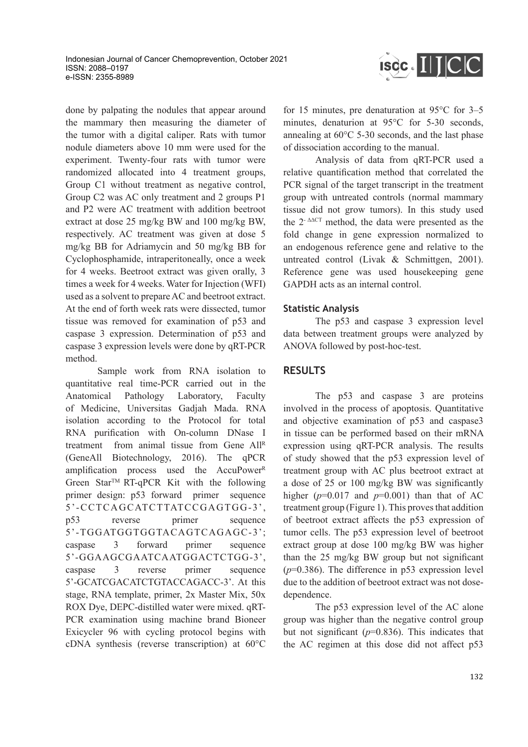done by palpating the nodules that appear around the mammary then measuring the diameter of the tumor with a digital caliper. Rats with tumor nodule diameters above 10 mm were used for the experiment. Twenty-four rats with tumor were randomized allocated into 4 treatment groups, Group C1 without treatment as negative control, Group C2 was AC only treatment and 2 groups P1 and P2 were AC treatment with addition beetroot extract at dose 25 mg/kg BW and 100 mg/kg BW, respectively. AC treatment was given at dose 5 mg/kg BB for Adriamycin and 50 mg/kg BB for Cyclophosphamide, intraperitoneally, once a week for 4 weeks. Beetroot extract was given orally, 3 times a week for 4 weeks. Water for Injection (WFI) used as a solvent to prepare AC and beetroot extract. At the end of forth week rats were dissected, tumor tissue was removed for examination of p53 and caspase 3 expression. Determination of p53 and caspase 3 expression levels were done by qRT-PCR method.

Sample work from RNA isolation to quantitative real time-PCR carried out in the Anatomical Pathology Laboratory, Faculty of Medicine, Universitas Gadjah Mada. RNA isolation according to the Protocol for total RNA purification with On-column DNase I treatment from animal tissue from Gene All[R] (GeneAll Biotechnology, 2016). The qPCR amplification process used the AccuPower[R] Green Star[TM] RT-qPCR Kit with the following primer design: p53 forward primer sequence 5'-CCTCAGCATCTTATCCGAGTGG-3', p53 reverse primer sequence 5'-TGGATGGTGGTACAGTCAGAGC-3'; caspase 3 forward primer sequence 5'-GGAAGCGAATCAATGGACTCTGG-3', caspase 3 reverse primer sequence 5'-GCATCGACATCTGTACCAGACC-3'. At this stage, RNA template, primer, 2x Master Mix, 50x ROX Dye, DEPC-distilled water were mixed. qRT-PCR examination using machine brand Bioneer Exicycler 96 with cycling protocol begins with cDNA synthesis (reverse transcription) at 60°C for 15 minutes, pre denaturation at 95°C for 3–5 minutes, denaturion at 95°C for 5-30 seconds, annealing at 60°C 5-30 seconds, and the last phase of dissociation according to the manual.

Analysis of data from qRT-PCR used a relative quantification method that correlated the PCR signal of the target transcript in the treatment group with untreated controls (normal mammary tissue did not grow tumors). In this study used the $2^{-\Delta\Delta CT}$ method, the data were presented as the fold change in gene expression normalized to an endogenous reference gene and relative to the untreated control (Livak & Schmittgen, 2001). Reference gene was used housekeeping gene GAPDH acts as an internal control.

### Statistic Analysis

The p53 and caspase 3 expression level data between treatment groups were analyzed by ANOVA followed by post-hoc-test.

## RESULTS

The p53 and caspase 3 are proteins involved in the process of apoptosis. Quantitative and objective examination of p53 and caspase3 in tissue can be performed based on their mRNA expression using qRT-PCR analysis. The results of study showed that the p53 expression level of treatment group with AC plus beetroot extract at a dose of 25 or 100 mg/kg BW was significantly higher ($p$=0.017 and $p$=0.001) than that of AC treatment group (Figure 1). This proves that addition of beetroot extract affects the p53 expression of tumor cells. The p53 expression level of beetroot extract group at dose 100 mg/kg BW was higher than the 25 mg/kg BW group but not significant ($p$=0.386). The difference in p53 expression level due to the addition of beetroot extract was not dose-dependence.

The p53 expression level of the AC alone group was higher than the negative control group but not significant ($p$=0.836). This indicates that the AC regimen at this dose did not affect p53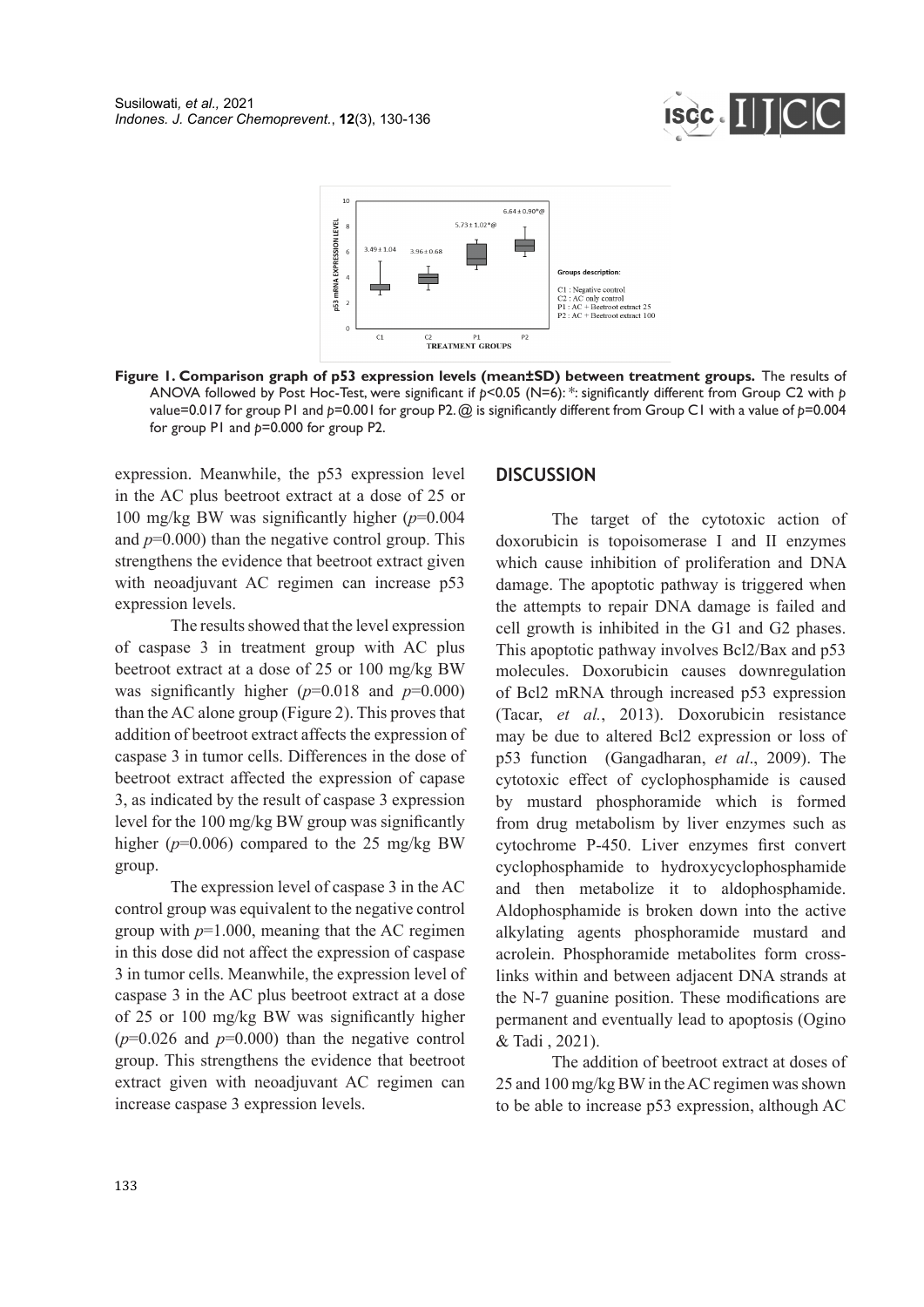**Figure 1. Comparison graph of p53 expression levels (mean±SD) between treatment groups.** The results of ANOVA followed by Post Hoc-Test, were significant if $p<0.05$ (N=6): *: significantly different from Group C2 with $p$ value=0.017 for group P1 and $p$=0.001 for group P2. @ is significantly different from Group C1 with a value of $p$=0.004 for group P1 and $p$=0.000 for group P2.

expression. Meanwhile, the p53 expression level in the AC plus beetroot extract at a dose of 25 or 100 mg/kg BW was significantly higher ($p$=0.004 and $p$=0.000) than the negative control group. This strengthens the evidence that beetroot extract given with neoadjuvant AC regimen can increase p53 expression levels.

The results showed that the level expression of caspase 3 in treatment group with AC plus beetroot extract at a dose of 25 or 100 mg/kg BW was significantly higher ($p$=0.018 and $p$=0.000) than the AC alone group (Figure 2). This proves that addition of beetroot extract affects the expression of caspase 3 in tumor cells. Differences in the dose of beetroot extract affected the expression of capase 3, as indicated by the result of caspase 3 expression level for the 100 mg/kg BW group was significantly higher ($p$=0.006) compared to the 25 mg/kg BW group.

The expression level of caspase 3 in the AC control group was equivalent to the negative control group with $p$=1.000, meaning that the AC regimen in this dose did not affect the expression of caspase 3 in tumor cells. Meanwhile, the expression level of caspase 3 in the AC plus beetroot extract at a dose of 25 or 100 mg/kg BW was significantly higher ($p$=0.026 and $p$=0.000) than the negative control group. This strengthens the evidence that beetroot extract given with neoadjuvant AC regimen can increase caspase 3 expression levels.

## DISCUSSION

The target of the cytotoxic action of doxorubicin is topoisomerase I and II enzymes which cause inhibition of proliferation and DNA damage. The apoptotic pathway is triggered when the attempts to repair DNA damage is failed and cell growth is inhibited in the G1 and G2 phases. This apoptotic pathway involves Bcl2/Bax and p53 molecules. Doxorubicin causes downregulation of Bcl2 mRNA through increased p53 expression (Tacar, *et al.*, 2013). Doxorubicin resistance may be due to altered Bcl2 expression or loss of p53 function (Gangadharan, *et al*., 2009). The cytotoxic effect of cyclophosphamide is caused by mustard phosphoramide which is formed from drug metabolism by liver enzymes such as cytochrome P-450. Liver enzymes first convert cyclophosphamide to hydroxycyclophosphamide and then metabolize it to aldophosphamide. Aldophosphamide is broken down into the active alkylating agents phosphoramide mustard and acrolein. Phosphoramide metabolites form cross-links within and between adjacent DNA strands at the N-7 guanine position. These modifications are permanent and eventually lead to apoptosis (Ogino & Tadi , 2021).

The addition of beetroot extract at doses of 25 and 100 mg/kg BW in the AC regimen was shown to be able to increase p53 expression, although AC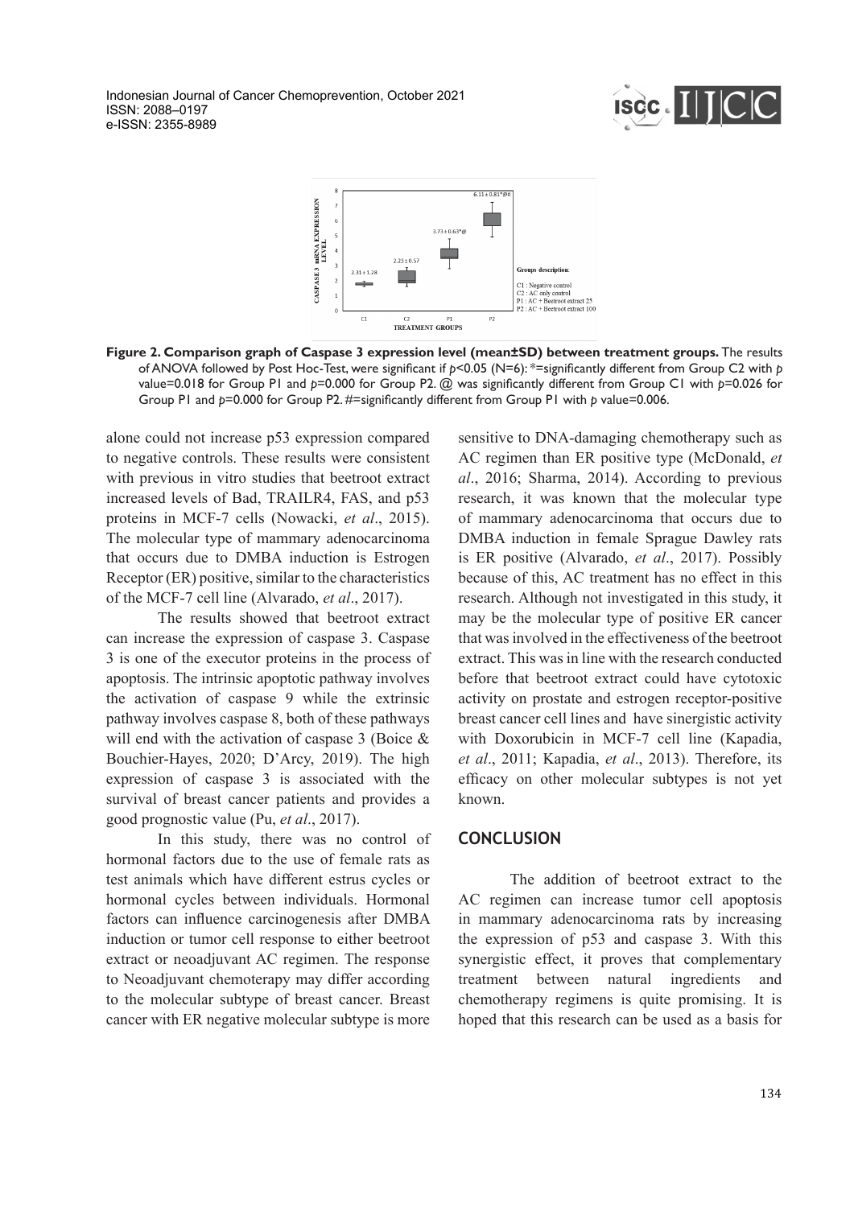**Figure 2. Comparison graph of Caspase 3 expression level (mean±SD) between treatment groups.** The results of ANOVA followed by Post Hoc-Test, were significant if $p<0.05$ (N=6): *=significantly different from Group C2 with $p$ value=0.018 for Group P1 and $p$=0.000 for Group P2. @ was significantly different from Group C1 with $p$=0.026 for Group P1 and $p$=0.000 for Group P2. #=significantly different from Group P1 with $p$ value=0.006.

alone could not increase p53 expression compared to negative controls. These results were consistent with previous in vitro studies that beetroot extract increased levels of Bad, TRAILR4, FAS, and p53 proteins in MCF-7 cells (Nowacki, *et al*., 2015). The molecular type of mammary adenocarcinoma that occurs due to DMBA induction is Estrogen Receptor (ER) positive, similar to the characteristics of the MCF-7 cell line (Alvarado, *et al*., 2017).

The results showed that beetroot extract can increase the expression of caspase 3. Caspase 3 is one of the executor proteins in the process of apoptosis. The intrinsic apoptotic pathway involves the activation of caspase 9 while the extrinsic pathway involves caspase 8, both of these pathways will end with the activation of caspase 3 (Boice & Bouchier-Hayes, 2020; D'Arcy, 2019). The high expression of caspase 3 is associated with the survival of breast cancer patients and provides a good prognostic value (Pu, *et al*., 2017).

In this study, there was no control of hormonal factors due to the use of female rats as test animals which have different estrus cycles or hormonal cycles between individuals. Hormonal factors can influence carcinogenesis after DMBA induction or tumor cell response to either beetroot extract or neoadjuvant AC regimen. The response to Neoadjuvant chemoterapy may differ according to the molecular subtype of breast cancer. Breast cancer with ER negative molecular subtype is more sensitive to DNA-damaging chemotherapy such as AC regimen than ER positive type (McDonald, *et al*., 2016; Sharma, 2014). According to previous research, it was known that the molecular type of mammary adenocarcinoma that occurs due to DMBA induction in female Sprague Dawley rats is ER positive (Alvarado, *et al*., 2017). Possibly because of this, AC treatment has no effect in this research. Although not investigated in this study, it may be the molecular type of positive ER cancer that was involved in the effectiveness of the beetroot extract. This was in line with the research conducted before that beetroot extract could have cytotoxic activity on prostate and estrogen receptor-positive breast cancer cell lines and have sinergistic activity with Doxorubicin in MCF-7 cell line (Kapadia, *et al*., 2011; Kapadia, *et al*., 2013). Therefore, its efficacy on other molecular subtypes is not yet known.

## CONCLUSION

The addition of beetroot extract to the AC regimen can increase tumor cell apoptosis in mammary adenocarcinoma rats by increasing the expression of p53 and caspase 3. With this synergistic effect, it proves that complementary treatment between natural ingredients and chemotherapy regimens is quite promising. It is hoped that this research can be used as a basis for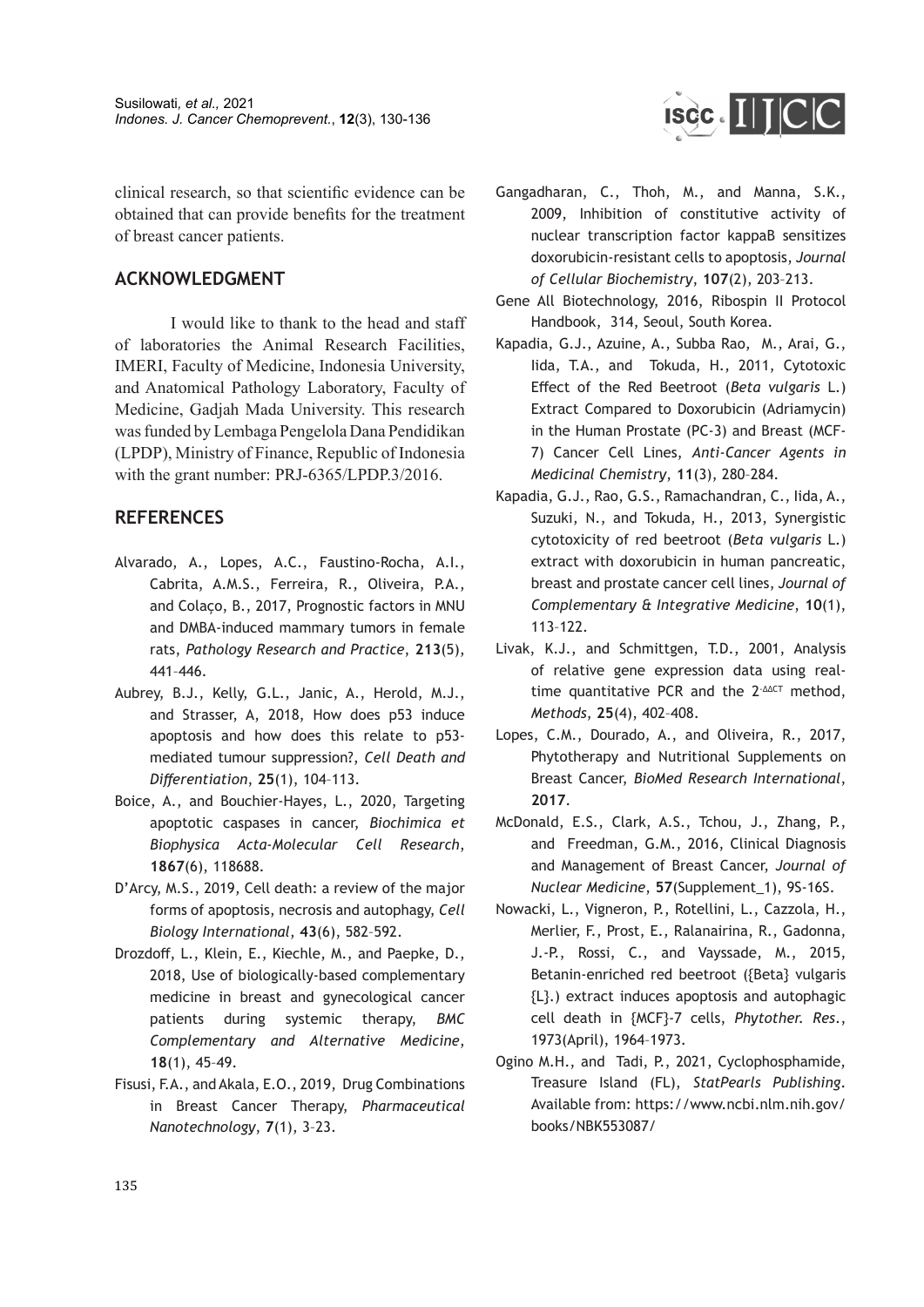clinical research, so that scientific evidence can be obtained that can provide benefits for the treatment of breast cancer patients.

## ACKNOWLEDGMENT

I would like to thank to the head and staff of laboratories the Animal Research Facilities, IMERI, Faculty of Medicine, Indonesia University, and Anatomical Pathology Laboratory, Faculty of Medicine, Gadjah Mada University. This research was funded by Lembaga Pengelola Dana Pendidikan (LPDP), Ministry of Finance, Republic of Indonesia with the grant number: PRJ-6365/LPDP.3/2016.

## REFERENCES

Alvarado, A., Lopes, A.C., Faustino-Rocha, A.I., Cabrita, A.M.S., Ferreira, R., Oliveira, P.A., and Colaço, B., 2017, Prognostic factors in MNU and DMBA-induced mammary tumors in female rats, *Pathology Research and Practice*, **213**(5), 441–446.

Aubrey, B.J., Kelly, G.L., Janic, A., Herold, M.J., and Strasser, A, 2018, How does p53 induce apoptosis and how does this relate to p53-mediated tumour suppression?, *Cell Death and Differentiation*, **25**(1), 104–113.

Boice, A., and Bouchier-Hayes, L., 2020, Targeting apoptotic caspases in cancer, *Biochimica et Biophysica Acta-Molecular Cell Research*, **1867**(6), 118688.

D'Arcy, M.S., 2019, Cell death: a review of the major forms of apoptosis, necrosis and autophagy, *Cell Biology International*, **43**(6), 582–592.

Drozdoff, L., Klein, E., Kiechle, M., and Paepke, D., 2018, Use of biologically-based complementary medicine in breast and gynecological cancer patients during systemic therapy, *BMC Complementary and Alternative Medicine*, **18**(1), 45–49.

Fisusi, F.A., and Akala, E.O., 2019, Drug Combinations in Breast Cancer Therapy, *Pharmaceutical Nanotechnology*, **7**(1), 3–23.

Gangadharan, C., Thoh, M., and Manna, S.K., 2009, Inhibition of constitutive activity of nuclear transcription factor kappaB sensitizes doxorubicin-resistant cells to apoptosis, *Journal of Cellular Biochemistry*, **107**(2), 203–213.

Gene All Biotechnology, 2016, Ribospin II Protocol Handbook, 314, Seoul, South Korea.

Kapadia, G.J., Azuine, A., Subba Rao, M., Arai, G., Iida, T.A., and Tokuda, H., 2011, Cytotoxic Effect of the Red Beetroot (*Beta vulgaris* L.) Extract Compared to Doxorubicin (Adriamycin) in the Human Prostate (PC-3) and Breast (MCF-7) Cancer Cell Lines, *Anti-Cancer Agents in Medicinal Chemistry*, **11**(3), 280–284.

Kapadia, G.J., Rao, G.S., Ramachandran, C., Iida, A., Suzuki, N., and Tokuda, H., 2013, Synergistic cytotoxicity of red beetroot (*Beta vulgaris* L.) extract with doxorubicin in human pancreatic, breast and prostate cancer cell lines, *Journal of Complementary & Integrative Medicine*, **10**(1), 113–122.

Livak, K.J., and Schmittgen, T.D., 2001, Analysis of relative gene expression data using real-time quantitative PCR and the $2^{-\Delta\Delta CT}$ method, *Methods*, **25**(4), 402–408.

Lopes, C.M., Dourado, A., and Oliveira, R., 2017, Phytotherapy and Nutritional Supplements on Breast Cancer, *BioMed Research International*, **2017**.

McDonald, E.S., Clark, A.S., Tchou, J., Zhang, P., and Freedman, G.M., 2016, Clinical Diagnosis and Management of Breast Cancer, *Journal of Nuclear Medicine*, **57**(Supplement_1), 9S-16S.

Nowacki, L., Vigneron, P., Rotellini, L., Cazzola, H., Merlier, F., Prost, E., Ralanairina, R., Gadonna, J.-P., Rossi, C., and Vayssade, M., 2015, Betanin-enriched red beetroot ({Beta} vulgaris {L}.) extract induces apoptosis and autophagic cell death in {MCF}-7 cells, *Phytother. Res.*, 1973(April), 1964–1973.

Ogino M.H., and Tadi, P., 2021, Cyclophosphamide, Treasure Island (FL), *StatPearls Publishing*. Available from: https://www.ncbi.nlm.nih.gov/books/NBK553087/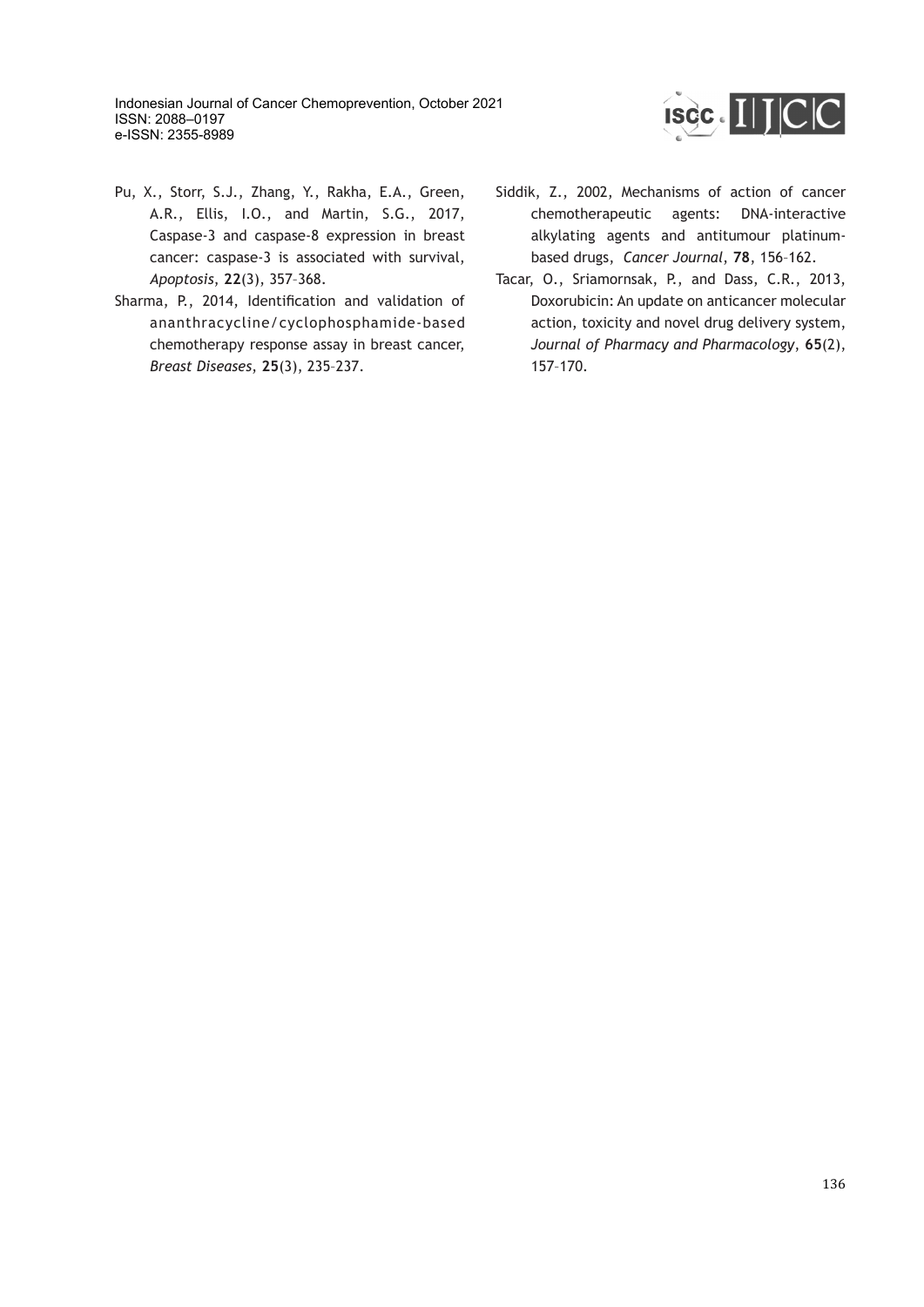Pu, X., Storr, S.J., Zhang, Y., Rakha, E.A., Green, A.R., Ellis, I.O., and Martin, S.G., 2017, Caspase-3 and caspase-8 expression in breast cancer: caspase-3 is associated with survival, *Apoptosis*, **22**(3), 357–368.

Sharma, P., 2014, Identification and validation of ananthracycline/cyclophosphamide-based chemotherapy response assay in breast cancer, *Breast Diseases*, **25**(3), 235–237.

Siddik, Z., 2002, Mechanisms of action of cancer chemotherapeutic agents: DNA-interactive alkylating agents and antitumour platinum-based drugs, *Cancer Journal*, **78**, 156–162.

Tacar, O., Sriamornsak, P., and Dass, C.R., 2013, Doxorubicin: An update on anticancer molecular action, toxicity and novel drug delivery system, *Journal of Pharmacy and Pharmacology*, **65**(2), 157–170.